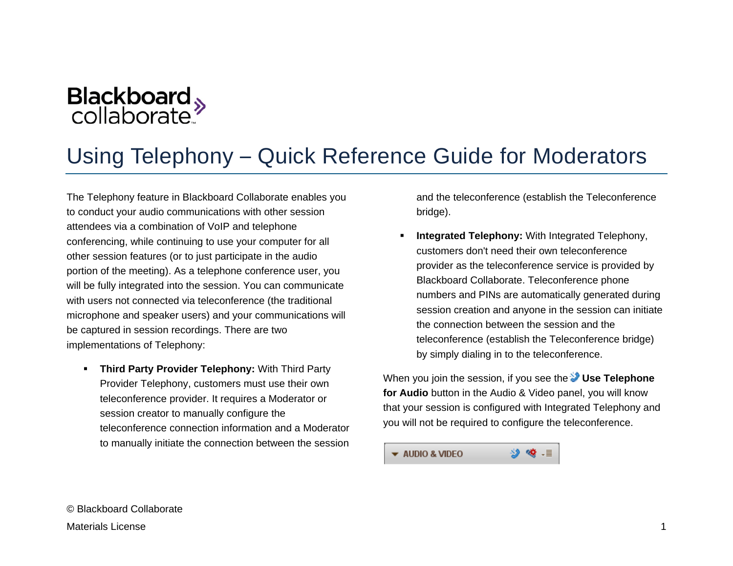Blackboard collaborate

# Using Telephony – Quick Reference Guide for Moderators

The Telephony feature in Blackboard Collaborate enables you to conduct your audio communications with other session attendees via a combination of VoIP and telephone conferencing, while continuing to use your computer for all other session features (or to just participate in the audio portion of the meeting). As a telephone conference user, you will be fully integrated into the session. You can communicate with users not connected via teleconference (the traditional microphone and speaker users) and your communications will be captured in session recordings. There are two implementations of Telephony:

- **Third Party Provider Telephony:** With Third Party Provider Telephony, customers must use their own teleconference provider. It requires a Moderator or session creator to manually configure the teleconference connection information and a Moderator to manually initiate the connection between the session and the teleconference (establish the Teleconference bridge).
- **Integrated Telephony:** With Integrated Telephony, customers don't need their own teleconference provider as the teleconference service is provided by Blackboard Collaborate. Teleconference phone numbers and PINs are automatically generated during session creation and anyone in the session can initiate the connection between the session and the teleconference (establish the Teleconference bridge) by simply dialing in to the teleconference.

When you join the session, if you see the **Use Telephone for Audio** button in the Audio & Video panel, you will know that your session is configured with Integrated Telephony and you will not be required to configure the teleconference.

© Blackboard Collaborate

Materials License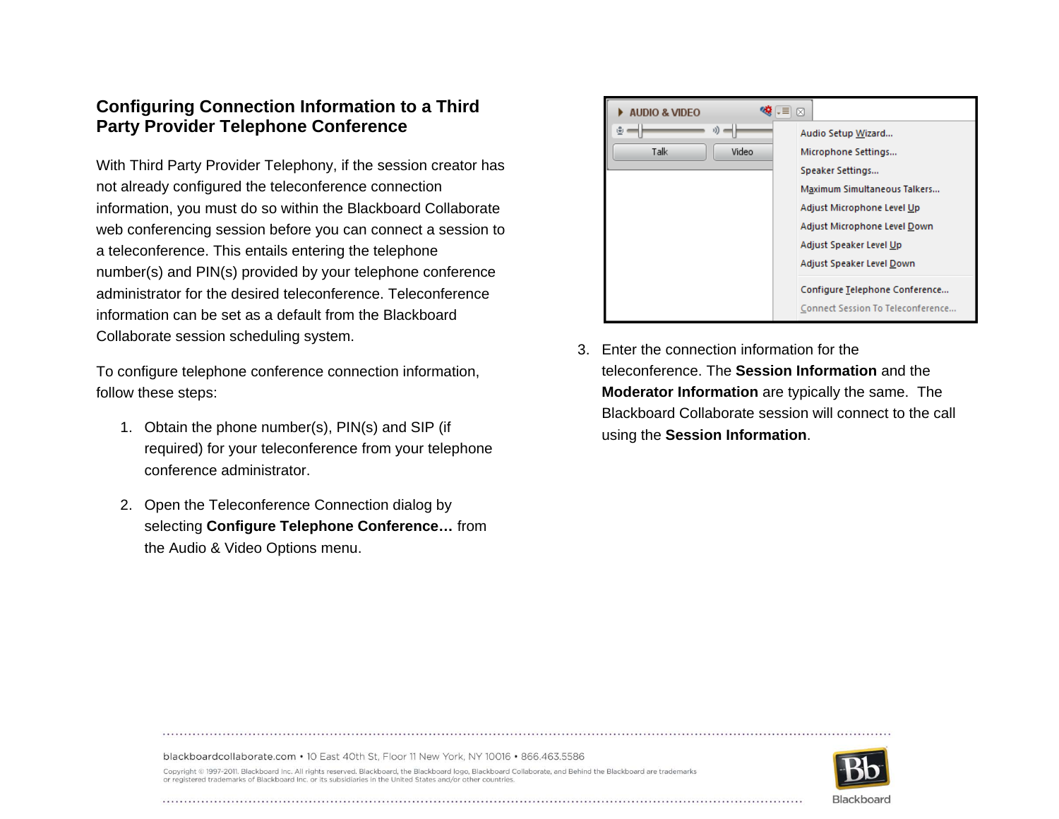## Configuring Connection Information to a Third Party Provider Telephone Conference

With Third Party Provider Telephony, if the session creator has not already configured the teleconference connection information, you must do so within the Blackboard Collaborate web conferencing session before you can connect a session to a teleconference. This entails entering the telephone number(s) and PIN(s) provided by your telephone conference administrator for the desired teleconference. Teleconference information can be set as a default from the Blackboard Collaborate session scheduling system.

To configure telephone conference connection information, follow these steps:

1. Obtain the phone number(s), PIN(s) and SIP (if required) for your teleconference from your telephone conference administrator.
2. Open the Teleconference Connection dialog by selecting **Configure Telephone Conference…** from the Audio & Video Options menu.
3. Enter the connection information for the teleconference. The **Session Information** and the **Moderator Information** are typically the same. The Blackboard Collaborate session will connect to the call using the **Session Information**.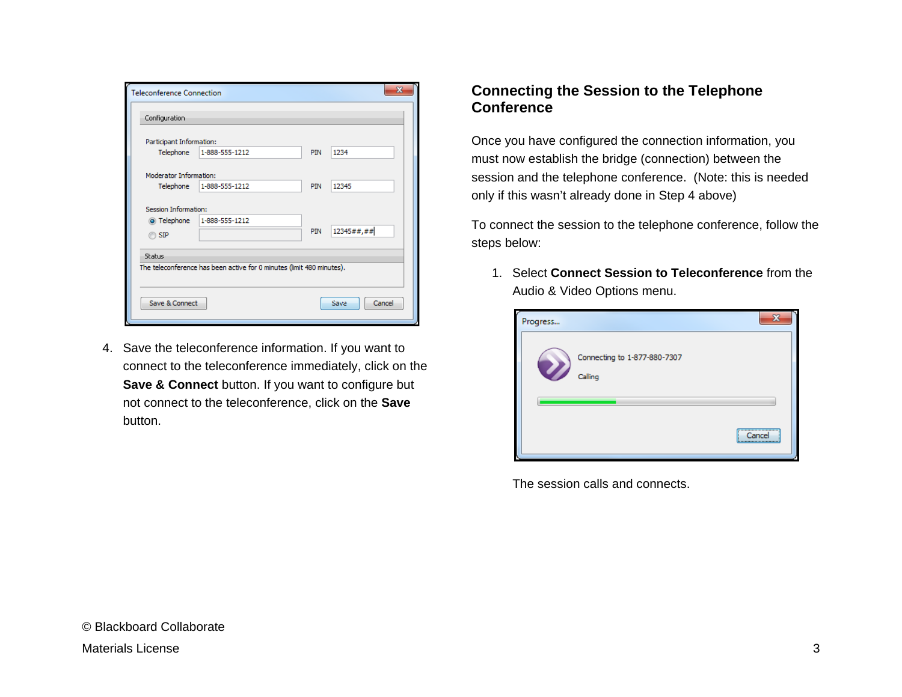4. Save the teleconference information. If you want to connect to the teleconference immediately, click on the **Save & Connect** button. If you want to configure but not connect to the teleconference, click on the **Save** button.

## Connecting the Session to the Telephone Conference

Once you have configured the connection information, you must now establish the bridge (connection) between the session and the telephone conference. (Note: this is needed only if this wasn't already done in Step 4 above)

To connect the session to the telephone conference, follow the steps below:

1. Select **Connect Session to Teleconference** from the Audio & Video Options menu.

   The session calls and connects.

© Blackboard Collaborate

Materials License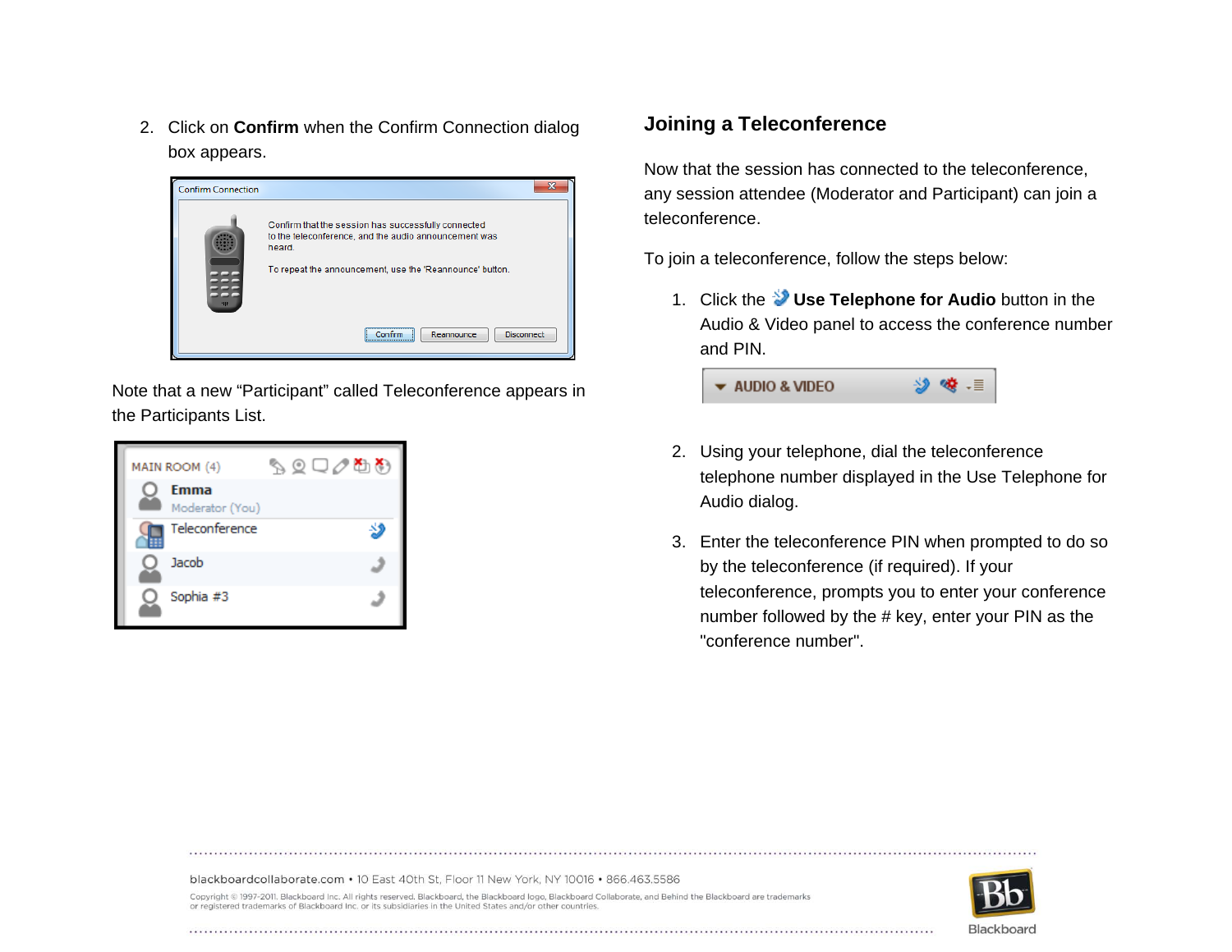2. Click on **Confirm** when the Confirm Connection dialog box appears.

Note that a new “Participant” called Teleconference appears in the Participants List.

## Joining a Teleconference

Now that the session has connected to the teleconference, any session attendee (Moderator and Participant) can join a teleconference.

To join a teleconference, follow the steps below:

1. Click the **Use Telephone for Audio** button in the Audio & Video panel to access the conference number and PIN.

2. Using your telephone, dial the teleconference telephone number displayed in the Use Telephone for Audio dialog.

3. Enter the teleconference PIN when prompted to do so by the teleconference (if required). If your teleconference, prompts you to enter your conference number followed by the # key, enter your PIN as the "conference number".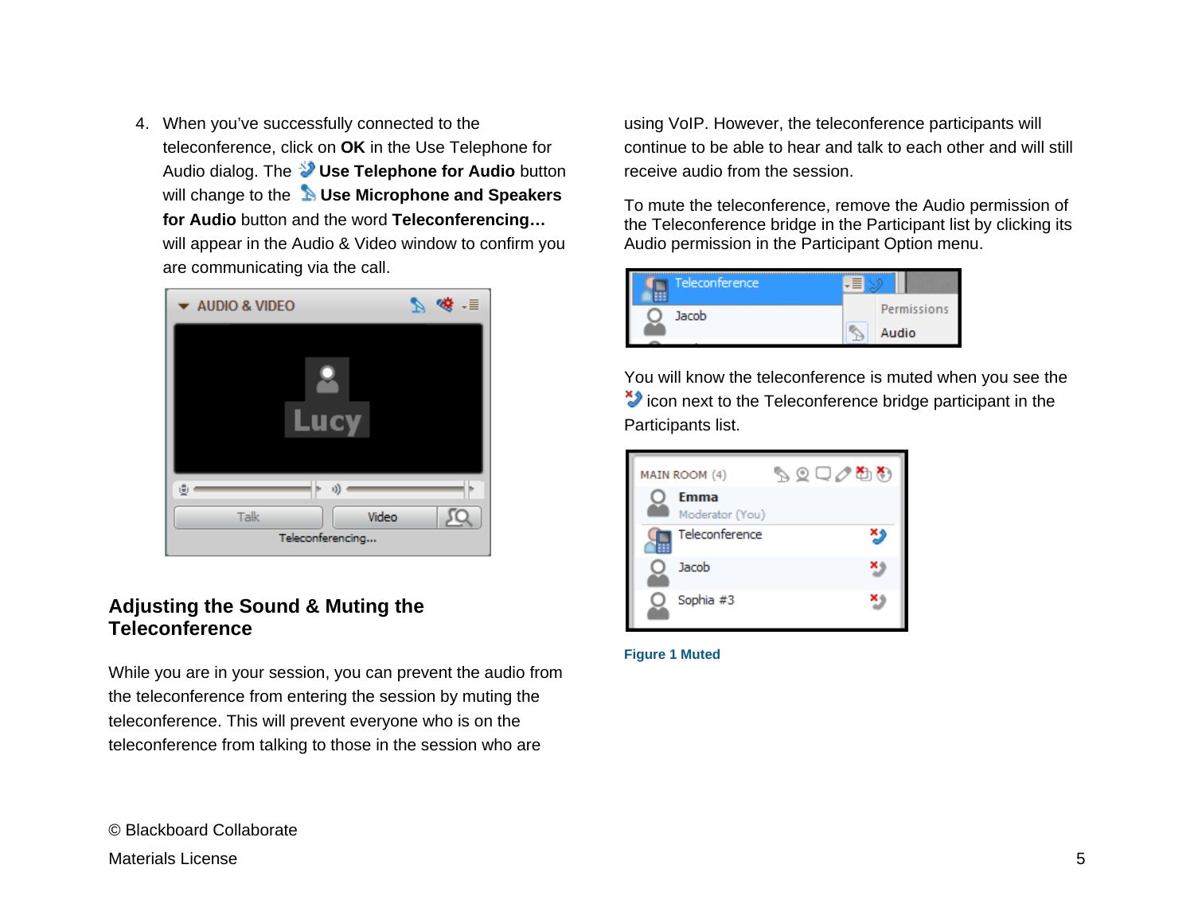4. When you've successfully connected to the teleconference, click on **OK** in the Use Telephone for Audio dialog. The **Use Telephone for Audio** button will change to the **Use Microphone and Speakers for Audio** button and the word **Teleconferencing…** will appear in the Audio & Video window to confirm you are communicating via the call.

## Adjusting the Sound & Muting the Teleconference

While you are in your session, you can prevent the audio from the teleconference from entering the session by muting the teleconference. This will prevent everyone who is on the teleconference from talking to those in the session who are using VoIP. However, the teleconference participants will continue to be able to hear and talk to each other and will still receive audio from the session.

To mute the teleconference, remove the Audio permission of the Teleconference bridge in the Participant list by clicking its Audio permission in the Participant Option menu.

You will know the teleconference is muted when you see the icon next to the Teleconference bridge participant in the Participants list.

**Figure 1 Muted**

© Blackboard Collaborate

Materials License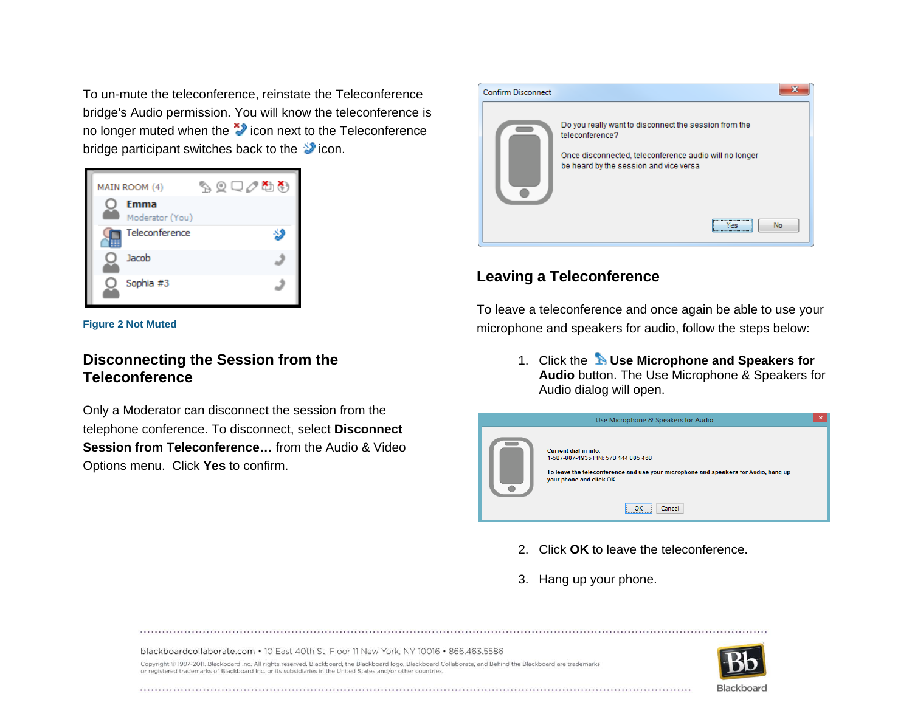To un-mute the teleconference, reinstate the Teleconference bridge's Audio permission. You will know the teleconference is no longer muted when the icon next to the Teleconference bridge participant switches back to the icon.

**Figure 2 Not Muted**

## Disconnecting the Session from the Teleconference

Only a Moderator can disconnect the session from the telephone conference. To disconnect, select **Disconnect Session from Teleconference…** from the Audio & Video Options menu. Click **Yes** to confirm.

## Leaving a Teleconference

To leave a teleconference and once again be able to use your microphone and speakers for audio, follow the steps below:

1. Click the **Use Microphone and Speakers for Audio** button. The Use Microphone & Speakers for Audio dialog will open.
2. Click **OK** to leave the teleconference.
3. Hang up your phone.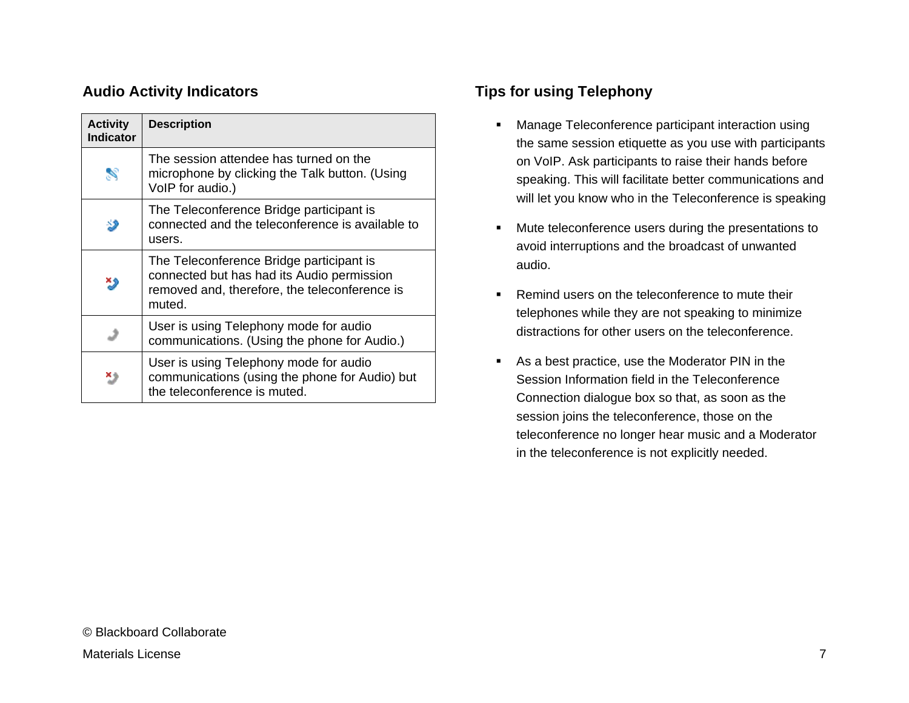## Audio Activity Indicators

| Activity Indicator | Description |
|---|---|
| | The session attendee has turned on the microphone by clicking the Talk button. (Using VoIP for audio.) |
| | The Teleconference Bridge participant is connected and the teleconference is available to users. |
| | The Teleconference Bridge participant is connected but has had its Audio permission removed and, therefore, the teleconference is muted. |
| | User is using Telephony mode for audio communications. (Using the phone for Audio.) |
| | User is using Telephony mode for audio communications (using the phone for Audio) but the teleconference is muted. |

## Tips for using Telephony

- Manage Teleconference participant interaction using the same session etiquette as you use with participants on VoIP. Ask participants to raise their hands before speaking. This will facilitate better communications and will let you know who in the Teleconference is speaking
- Mute teleconference users during the presentations to avoid interruptions and the broadcast of unwanted audio.
- Remind users on the teleconference to mute their telephones while they are not speaking to minimize distractions for other users on the teleconference.
- As a best practice, use the Moderator PIN in the Session Information field in the Teleconference Connection dialogue box so that, as soon as the session joins the teleconference, those on the teleconference no longer hear music and a Moderator in the teleconference is not explicitly needed.

© Blackboard Collaborate
Materials License